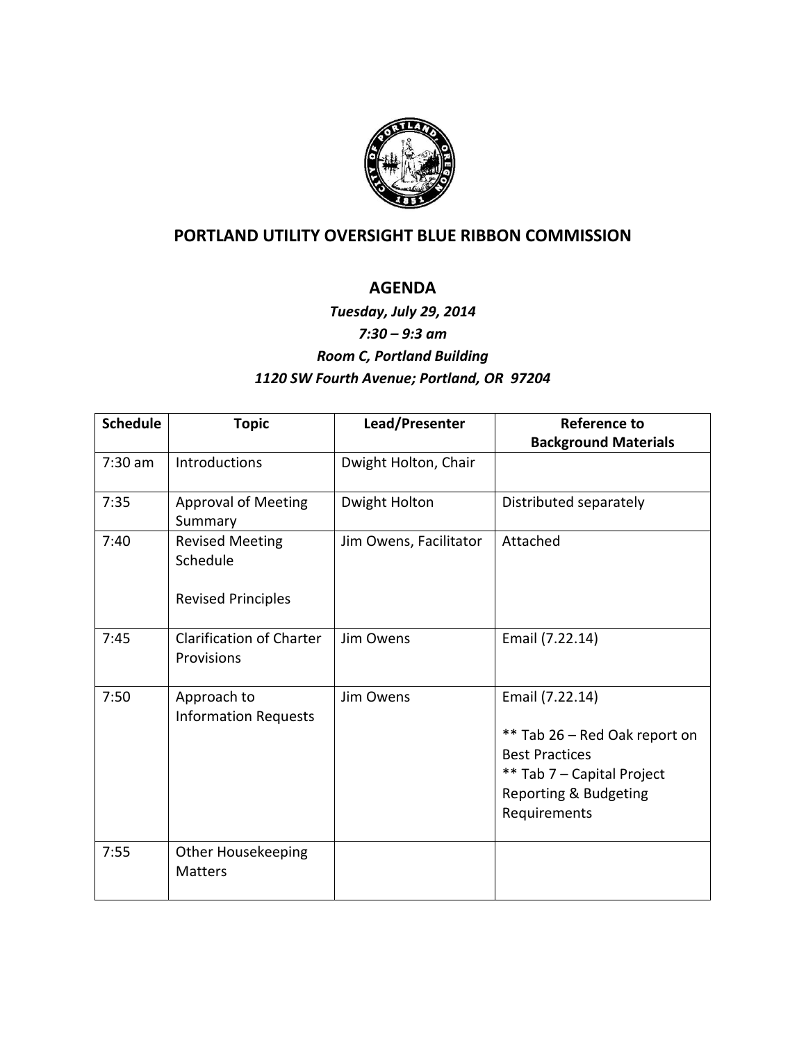# PORTLAND UTILITY OVERSIGHT BLUE RIBBON COMMISSION

## AGENDA

***Tuesday, July 29, 2014***
***7:30 – 9:3 am***
***Room C, Portland Building***
***1120 SW Fourth Avenue; Portland, OR 97204***

| Schedule | Topic | Lead/Presenter | Reference to Background Materials |
|---|---|---|---|
| 7:30 am | Introductions | Dwight Holton, Chair | |
| 7:35 | Approval of Meeting Summary | Dwight Holton | Distributed separately |
| 7:40 | Revised Meeting Schedule<br><br>Revised Principles | Jim Owens, Facilitator | Attached |
| 7:45 | Clarification of Charter Provisions | Jim Owens | Email (7.22.14) |
| 7:50 | Approach to Information Requests | Jim Owens | Email (7.22.14)<br><br>** Tab 26 – Red Oak report on Best Practices<br>** Tab 7 – Capital Project Reporting & Budgeting Requirements |
| 7:55 | Other Housekeeping Matters | | |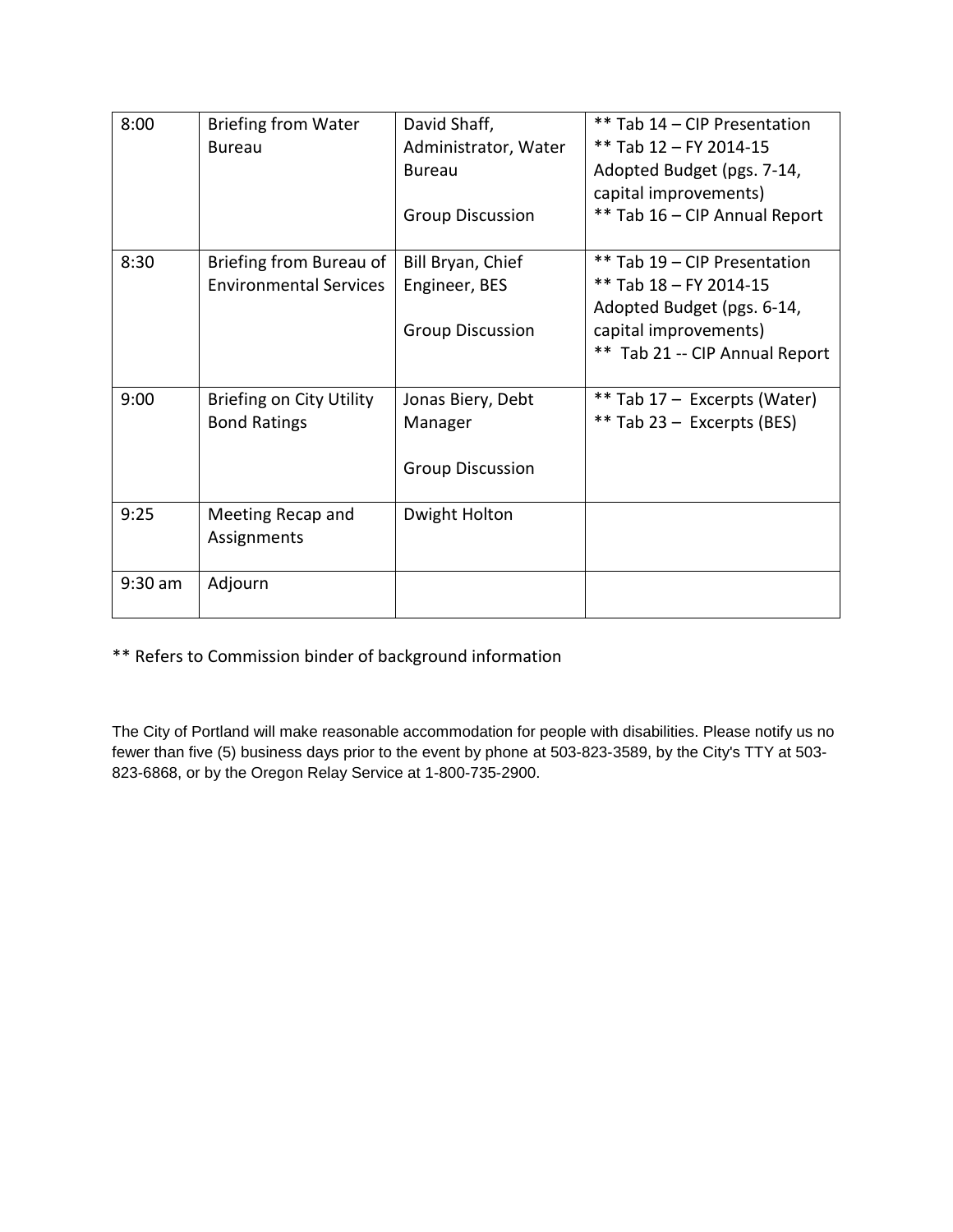| | | | |
|---|---|---|---|
| 8:00 | Briefing from Water Bureau | David Shaff, Administrator, Water Bureau<br><br>Group Discussion | ** Tab 14 – CIP Presentation<br>** Tab 12 – FY 2014-15 Adopted Budget (pgs. 7-14, capital improvements)<br>** Tab 16 – CIP Annual Report |
| 8:30 | Briefing from Bureau of Environmental Services | Bill Bryan, Chief Engineer, BES<br><br>Group Discussion | ** Tab 19 – CIP Presentation<br>** Tab 18 – FY 2014-15 Adopted Budget (pgs. 6-14, capital improvements)<br>** Tab 21 -- CIP Annual Report |
| 9:00 | Briefing on City Utility Bond Ratings | Jonas Biery, Debt Manager<br><br>Group Discussion | ** Tab 17 – Excerpts (Water)<br>** Tab 23 – Excerpts (BES) |
| 9:25 | Meeting Recap and Assignments | Dwight Holton | |
| 9:30 am | Adjourn | | |

** Refers to Commission binder of background information

The City of Portland will make reasonable accommodation for people with disabilities. Please notify us no fewer than five (5) business days prior to the event by phone at 503-823-3589, by the City's TTY at 503-823-6868, or by the Oregon Relay Service at 1-800-735-2900.